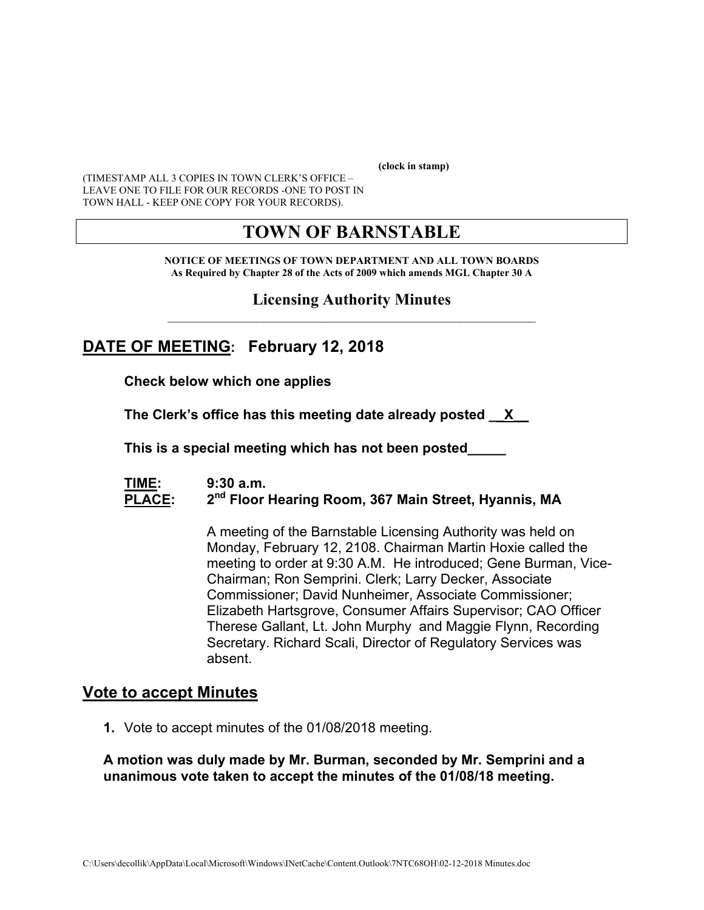(clock in stamp)

(TIMESTAMP ALL 3 COPIES IN TOWN CLERK'S OFFICE – LEAVE ONE TO FILE FOR OUR RECORDS -ONE TO POST IN TOWN HALL - KEEP ONE COPY FOR YOUR RECORDS).

# TOWN OF BARNSTABLE

**NOTICE OF MEETINGS OF TOWN DEPARTMENT AND ALL TOWN BOARDS**
**As Required by Chapter 28 of the Acts of 2009 which amends MGL Chapter 30 A**

## Licensing Authority Minutes

## DATE OF MEETING: February 12, 2018

**Check below which one applies**

**The Clerk's office has this meeting date already posted __X__**

**This is a special meeting which has not been posted_____**

**TIME:** **9:30 a.m.**
**PLACE:** **2nd Floor Hearing Room, 367 Main Street, Hyannis, MA**

A meeting of the Barnstable Licensing Authority was held on Monday, February 12, 2108. Chairman Martin Hoxie called the meeting to order at 9:30 A.M. He introduced; Gene Burman, Vice-Chairman; Ron Semprini. Clerk; Larry Decker, Associate Commissioner; David Nunheimer, Associate Commissioner; Elizabeth Hartsgrove, Consumer Affairs Supervisor; CAO Officer Therese Gallant, Lt. John Murphy and Maggie Flynn, Recording Secretary. Richard Scali, Director of Regulatory Services was absent.

## Vote to accept Minutes

1. Vote to accept minutes of the 01/08/2018 meeting.

**A motion was duly made by Mr. Burman, seconded by Mr. Semprini and a unanimous vote taken to accept the minutes of the 01/08/18 meeting.**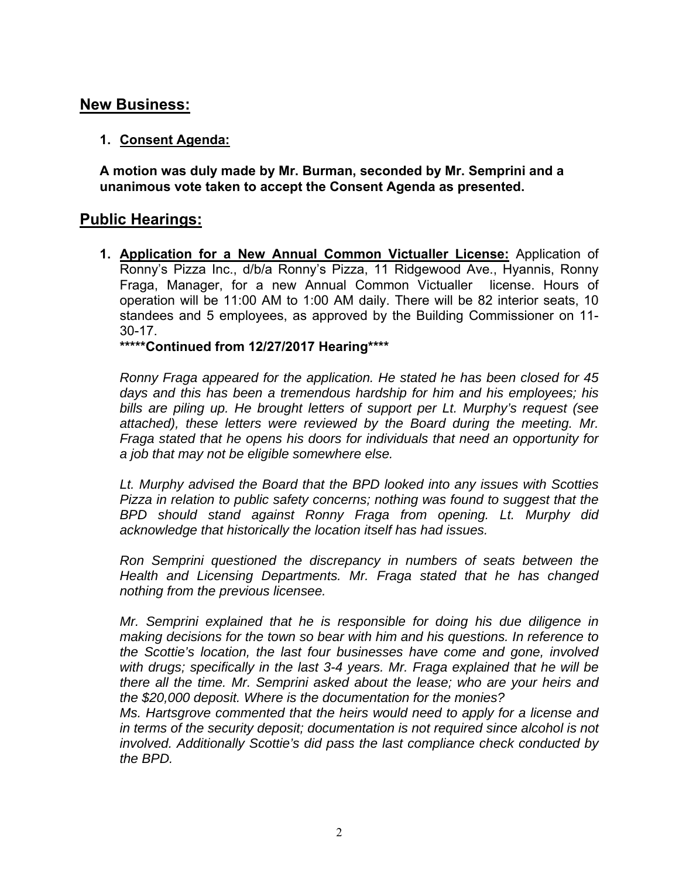## New Business:

1. **Consent Agenda:**

   **A motion was duly made by Mr. Burman, seconded by Mr. Semprini and a unanimous vote taken to accept the Consent Agenda as presented.**

## Public Hearings:

1. **Application for a New Annual Common Victualler License:** Application of Ronny's Pizza Inc., d/b/a Ronny's Pizza, 11 Ridgewood Ave., Hyannis, Ronny Fraga, Manager, for a new Annual Common Victualler license. Hours of operation will be 11:00 AM to 1:00 AM daily. There will be 82 interior seats, 10 standees and 5 employees, as approved by the Building Commissioner on 11-30-17.

   **\*\*\*\*\*Continued from 12/27/2017 Hearing\*\*\*\***

   *Ronny Fraga appeared for the application. He stated he has been closed for 45 days and this has been a tremendous hardship for him and his employees; his bills are piling up. He brought letters of support per Lt. Murphy's request (see attached), these letters were reviewed by the Board during the meeting. Mr. Fraga stated that he opens his doors for individuals that need an opportunity for a job that may not be eligible somewhere else.*

   *Lt. Murphy advised the Board that the BPD looked into any issues with Scotties Pizza in relation to public safety concerns; nothing was found to suggest that the BPD should stand against Ronny Fraga from opening. Lt. Murphy did acknowledge that historically the location itself has had issues.*

   *Ron Semprini questioned the discrepancy in numbers of seats between the Health and Licensing Departments. Mr. Fraga stated that he has changed nothing from the previous licensee.*

   *Mr. Semprini explained that he is responsible for doing his due diligence in making decisions for the town so bear with him and his questions. In reference to the Scottie's location, the last four businesses have come and gone, involved with drugs; specifically in the last 3-4 years. Mr. Fraga explained that he will be there all the time. Mr. Semprini asked about the lease; who are your heirs and the $20,000 deposit. Where is the documentation for the monies?*
   *Ms. Hartsgrove commented that the heirs would need to apply for a license and in terms of the security deposit; documentation is not required since alcohol is not involved. Additionally Scottie's did pass the last compliance check conducted by the BPD.*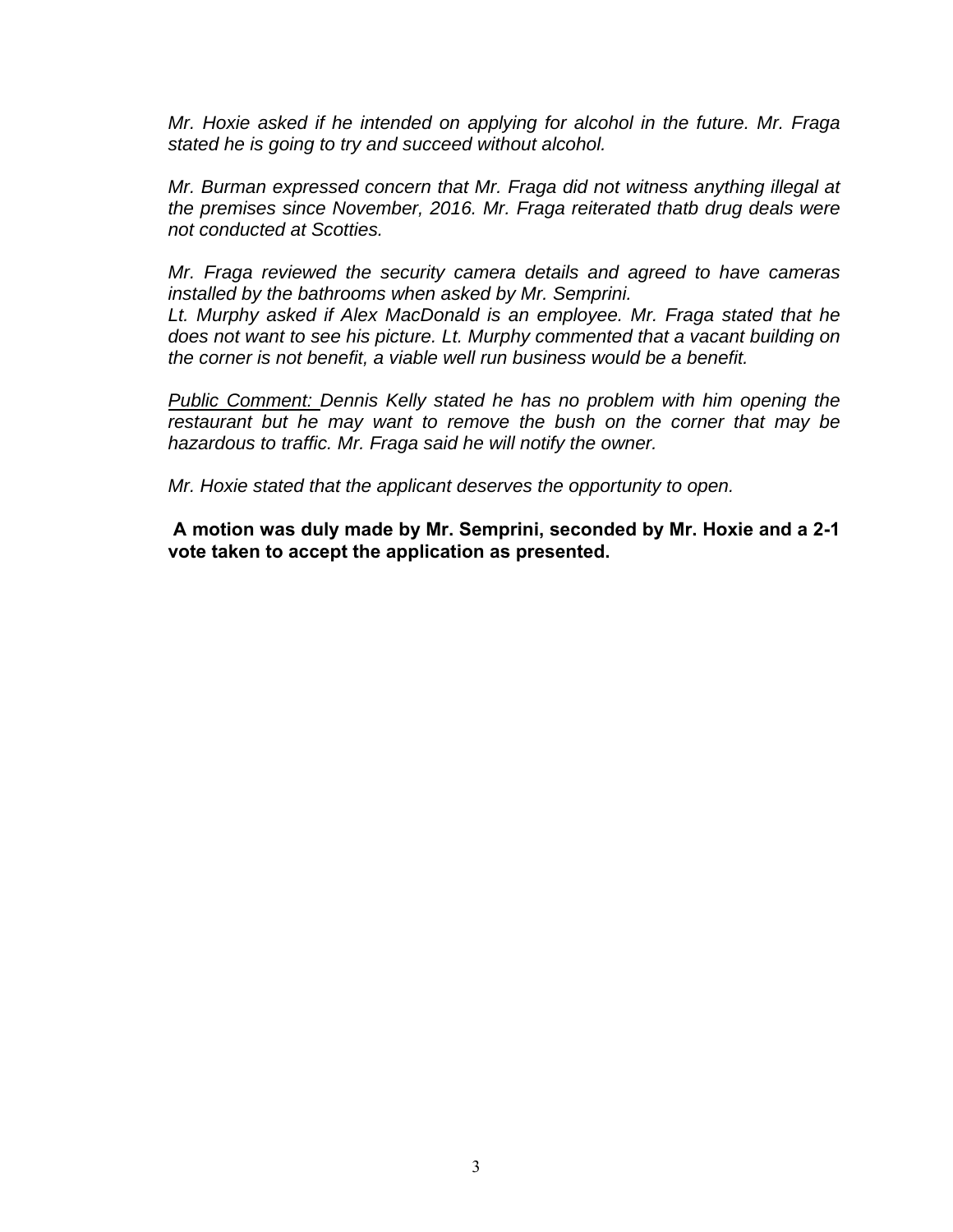*Mr. Hoxie asked if he intended on applying for alcohol in the future. Mr. Fraga stated he is going to try and succeed without alcohol.*

*Mr. Burman expressed concern that Mr. Fraga did not witness anything illegal at the premises since November, 2016. Mr. Fraga reiterated thatb drug deals were not conducted at Scotties.*

*Mr. Fraga reviewed the security camera details and agreed to have cameras installed by the bathrooms when asked by Mr. Semprini.*
*Lt. Murphy asked if Alex MacDonald is an employee. Mr. Fraga stated that he does not want to see his picture. Lt. Murphy commented that a vacant building on the corner is not benefit, a viable well run business would be a benefit.*

*<u>Public Comment:</u> Dennis Kelly stated he has no problem with him opening the restaurant but he may want to remove the bush on the corner that may be hazardous to traffic. Mr. Fraga said he will notify the owner.*

*Mr. Hoxie stated that the applicant deserves the opportunity to open.*

**A motion was duly made by Mr. Semprini, seconded by Mr. Hoxie and a 2-1 vote taken to accept the application as presented.**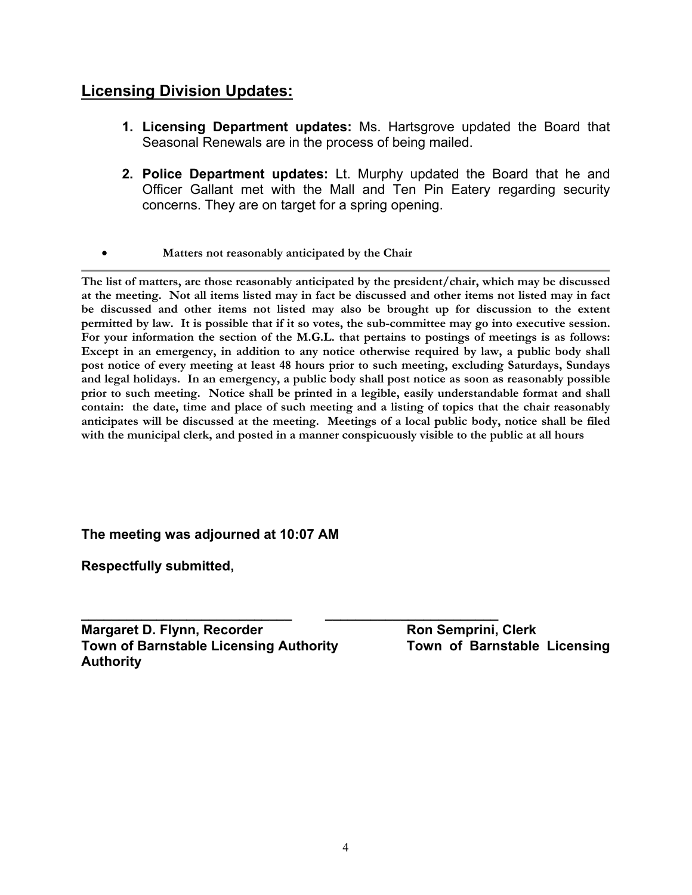## Licensing Division Updates:

1. **Licensing Department updates:** Ms. Hartsgrove updated the Board that Seasonal Renewals are in the process of being mailed.

2. **Police Department updates:** Lt. Murphy updated the Board that he and Officer Gallant met with the Mall and Ten Pin Eatery regarding security concerns. They are on target for a spring opening.

- **Matters not reasonably anticipated by the Chair**

---

**The list of matters, are those reasonably anticipated by the president/chair, which may be discussed at the meeting. Not all items listed may in fact be discussed and other items not listed may in fact be discussed and other items not listed may also be brought up for discussion to the extent permitted by law. It is possible that if it so votes, the sub-committee may go into executive session. For your information the section of the M.G.L. that pertains to postings of meetings is as follows: Except in an emergency, in addition to any notice otherwise required by law, a public body shall post notice of every meeting at least 48 hours prior to such meeting, excluding Saturdays, Sundays and legal holidays. In an emergency, a public body shall post notice as soon as reasonably possible prior to such meeting. Notice shall be printed in a legible, easily understandable format and shall contain: the date, time and place of such meeting and a listing of topics that the chair reasonably anticipates will be discussed at the meeting. Meetings of a local public body, notice shall be filed with the municipal clerk, and posted in a manner conspicuously visible to the public at all hours**

**The meeting was adjourned at 10:07 AM**

**Respectfully submitted,**

\_\_\_\_\_\_\_\_\_\_\_\_\_\_\_\_\_\_\_\_\_\_\_\_\_\_\_\_ \_\_\_\_\_\_\_\_\_\_\_\_\_\_\_\_\_\_\_\_\_\_\_\_

**Margaret D. Flynn, Recorder**
**Town of Barnstable Licensing Authority**

**Ron Semprini, Clerk**
**Town of Barnstable Licensing Authority**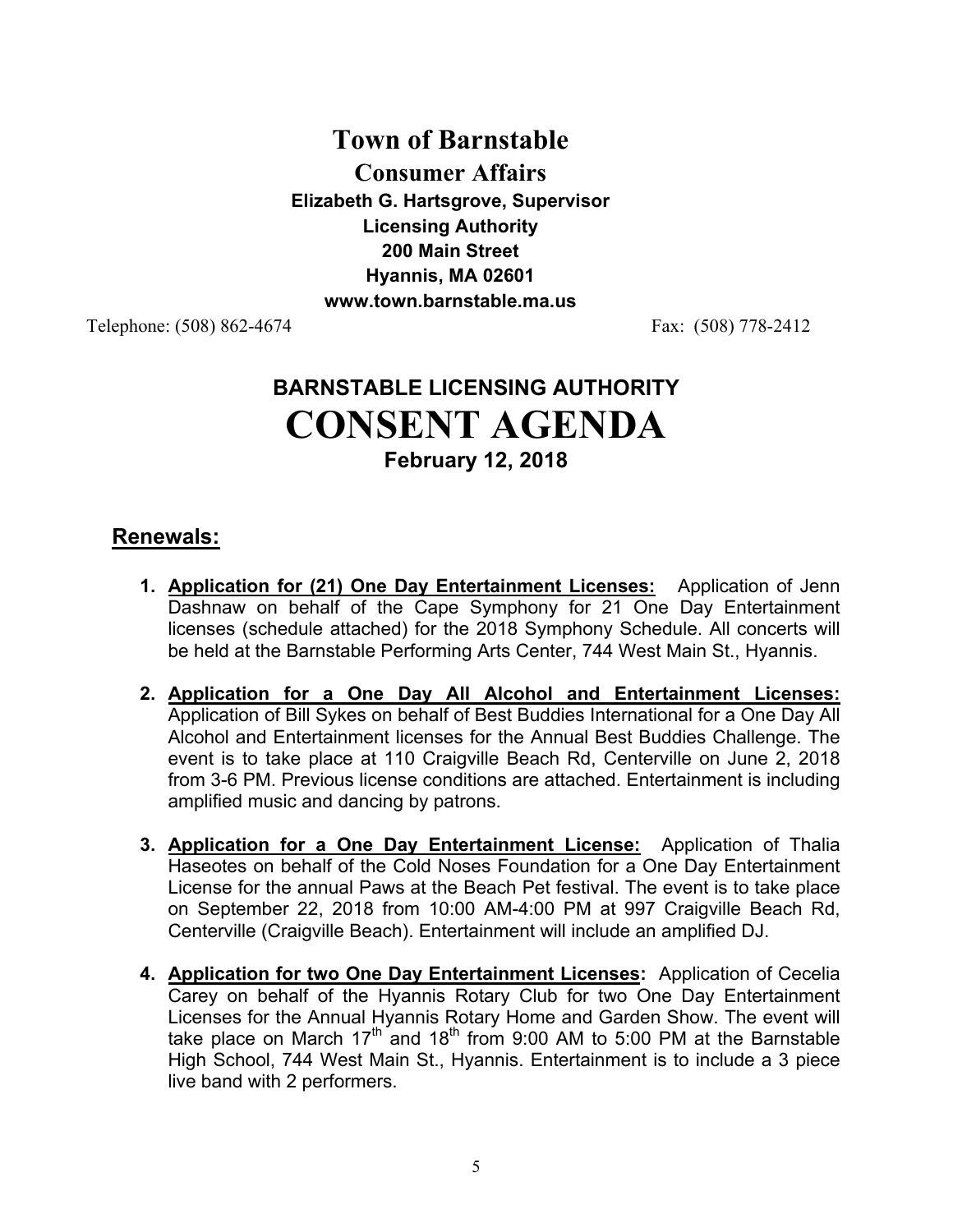# Town of Barnstable

## Consumer Affairs

**Elizabeth G. Hartsgrove, Supervisor**
**Licensing Authority**
**200 Main Street**
**Hyannis, MA 02601**
**www.town.barnstable.ma.us**

Telephone: (508) 862-4674 Fax: (508) 778-2412

# BARNSTABLE LICENSING AUTHORITY
# CONSENT AGENDA

**February 12, 2018**

## Renewals:

1. **Application for (21) One Day Entertainment Licenses:** Application of Jenn Dashnaw on behalf of the Cape Symphony for 21 One Day Entertainment licenses (schedule attached) for the 2018 Symphony Schedule. All concerts will be held at the Barnstable Performing Arts Center, 744 West Main St., Hyannis.

2. **Application for a One Day All Alcohol and Entertainment Licenses:** Application of Bill Sykes on behalf of Best Buddies International for a One Day All Alcohol and Entertainment licenses for the Annual Best Buddies Challenge. The event is to take place at 110 Craigville Beach Rd, Centerville on June 2, 2018 from 3-6 PM. Previous license conditions are attached. Entertainment is including amplified music and dancing by patrons.

3. **Application for a One Day Entertainment License:** Application of Thalia Haseotes on behalf of the Cold Noses Foundation for a One Day Entertainment License for the annual Paws at the Beach Pet festival. The event is to take place on September 22, 2018 from 10:00 AM-4:00 PM at 997 Craigville Beach Rd, Centerville (Craigville Beach). Entertainment will include an amplified DJ.

4. **Application for two One Day Entertainment Licenses:** Application of Cecelia Carey on behalf of the Hyannis Rotary Club for two One Day Entertainment Licenses for the Annual Hyannis Rotary Home and Garden Show. The event will take place on March 17th and 18th from 9:00 AM to 5:00 PM at the Barnstable High School, 744 West Main St., Hyannis. Entertainment is to include a 3 piece live band with 2 performers.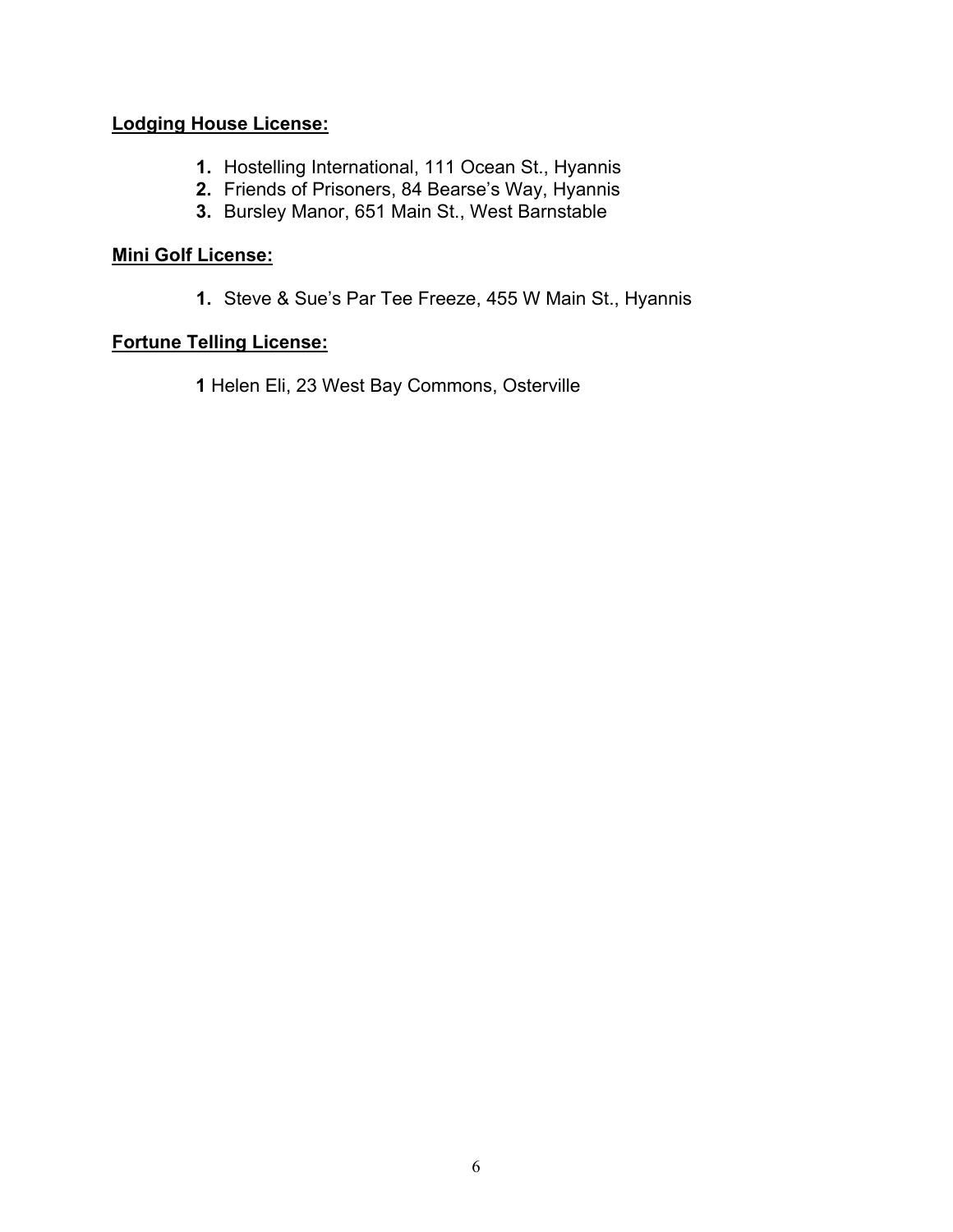**Lodging House License:**

1. Hostelling International, 111 Ocean St., Hyannis
2. Friends of Prisoners, 84 Bearse's Way, Hyannis
3. Bursley Manor, 651 Main St., West Barnstable

**Mini Golf License:**

1. Steve & Sue's Par Tee Freeze, 455 W Main St., Hyannis

**Fortune Telling License:**

**1** Helen Eli, 23 West Bay Commons, Osterville